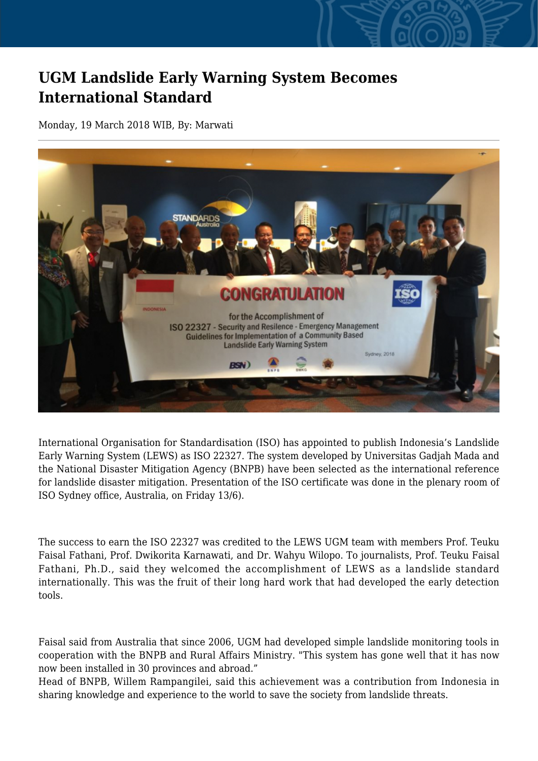# UGM Landslide Early Warning System Becomes International Standard

Monday, 19 March 2018 WIB, By: Marwati

International Organisation for Standardisation (ISO) has appointed to publish Indonesia's Landslide Early Warning System (LEWS) as ISO 22327. The system developed by Universitas Gadjah Mada and the National Disaster Mitigation Agency (BNPB) have been selected as the international reference for landslide disaster mitigation. Presentation of the ISO certificate was done in the plenary room of ISO Sydney office, Australia, on Friday 13/6).

The success to earn the ISO 22327 was credited to the LEWS UGM team with members Prof. Teuku Faisal Fathani, Prof. Dwikorita Karnawati, and Dr. Wahyu Wilopo. To journalists, Prof. Teuku Faisal Fathani, Ph.D., said they welcomed the accomplishment of LEWS as a landslide standard internationally. This was the fruit of their long hard work that had developed the early detection tools.

Faisal said from Australia that since 2006, UGM had developed simple landslide monitoring tools in cooperation with the BNPB and Rural Affairs Ministry. "This system has gone well that it has now now been installed in 30 provinces and abroad."
Head of BNPB, Willem Rampangilei, said this achievement was a contribution from Indonesia in sharing knowledge and experience to the world to save the society from landslide threats.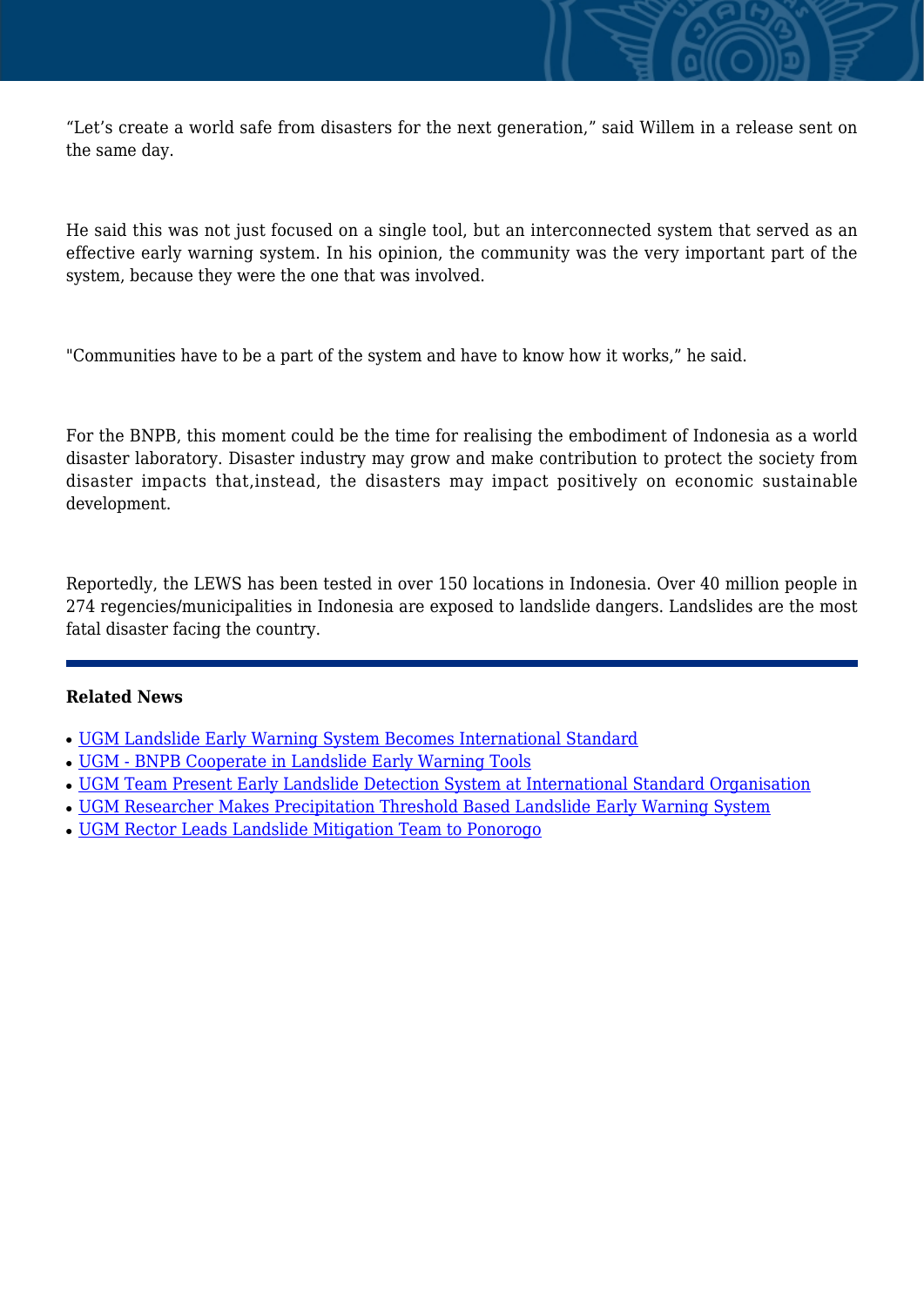“Let’s create a world safe from disasters for the next generation,” said Willem in a release sent on the same day.

He said this was not just focused on a single tool, but an interconnected system that served as an effective early warning system. In his opinion, the community was the very important part of the system, because they were the one that was involved.

"Communities have to be a part of the system and have to know how it works,” he said.

For the BNPB, this moment could be the time for realising the embodiment of Indonesia as a world disaster laboratory. Disaster industry may grow and make contribution to protect the society from disaster impacts that,instead, the disasters may impact positively on economic sustainable development.

Reportedly, the LEWS has been tested in over 150 locations in Indonesia. Over 40 million people in 274 regencies/municipalities in Indonesia are exposed to landslide dangers. Landslides are the most fatal disaster facing the country.

---

**Related News**

- UGM Landslide Early Warning System Becomes International Standard
- UGM - BNPB Cooperate in Landslide Early Warning Tools
- UGM Team Present Early Landslide Detection System at International Standard Organisation
- UGM Researcher Makes Precipitation Threshold Based Landslide Early Warning System
- UGM Rector Leads Landslide Mitigation Team to Ponorogo